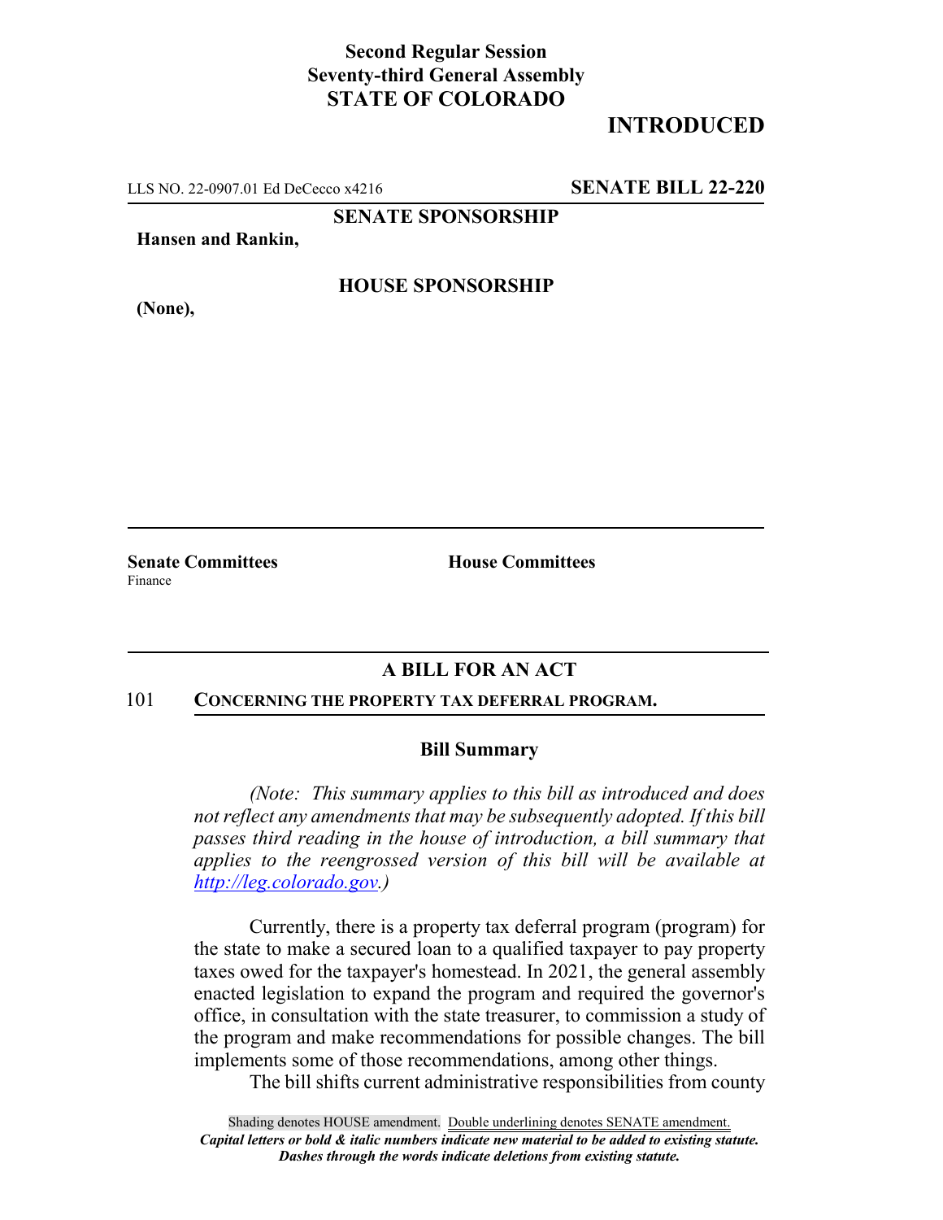**Second Regular Session**
**Seventy-third General Assembly**
**STATE OF COLORADO**

# INTRODUCTED

LLS NO. 22-0907.01 Ed DeCecco x4216 **SENATE BILL 22-220**

**SENATE SPONSORSHIP**

**Hansen and Rankin,**

**HOUSE SPONSORSHIP**

**(None),**

**Senate Committees**
Finance

**House Committees**

## A BILL FOR AN ACT

101 **CONCERNING THE PROPERTY TAX DEFERRAL PROGRAM.**

### Bill Summary

*(Note: This summary applies to this bill as introduced and does not reflect any amendments that may be subsequently adopted. If this bill passes third reading in the house of introduction, a bill summary that applies to the reengrossed version of this bill will be available at http://leg.colorado.gov.)*

Currently, there is a property tax deferral program (program) for the state to make a secured loan to a qualified taxpayer to pay property taxes owed for the taxpayer's homestead. In 2021, the general assembly enacted legislation to expand the program and required the governor's office, in consultation with the state treasurer, to commission a study of the program and make recommendations for possible changes. The bill implements some of those recommendations, among other things.

The bill shifts current administrative responsibilities from county

Shading denotes HOUSE amendment. Double underlining denotes SENATE amendment.
***Capital letters or bold & italic numbers indicate new material to be added to existing statute.***
***Dashes through the words indicate deletions from existing statute.***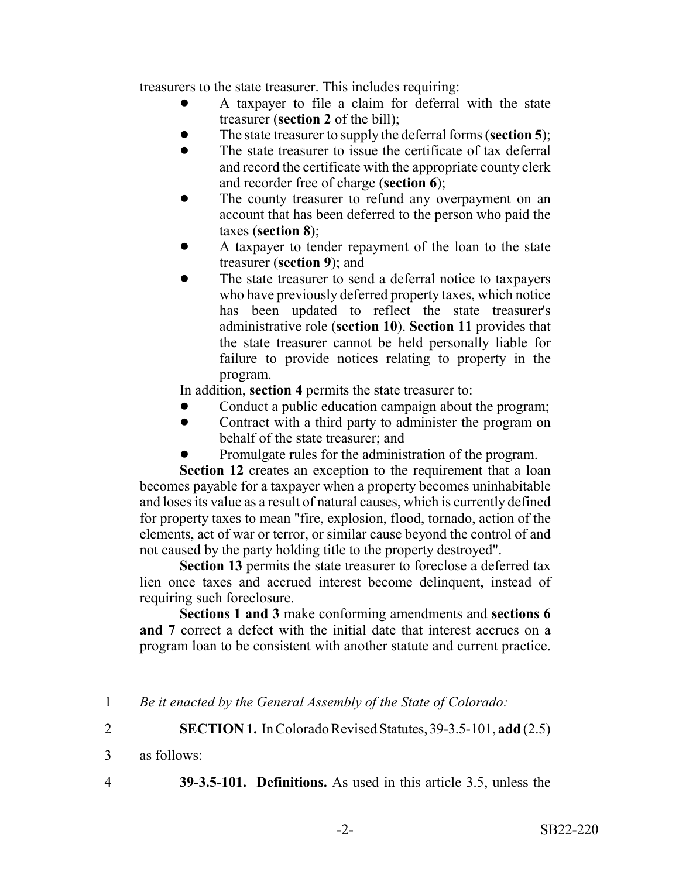treasurers to the state treasurer. This includes requiring:

- A taxpayer to file a claim for deferral with the state treasurer (**section 2** of the bill);
- The state treasurer to supply the deferral forms (**section 5**);
- The state treasurer to issue the certificate of tax deferral and record the certificate with the appropriate county clerk and recorder free of charge (**section 6**);
- The county treasurer to refund any overpayment on an account that has been deferred to the person who paid the taxes (**section 8**);
- A taxpayer to tender repayment of the loan to the state treasurer (**section 9**); and
- The state treasurer to send a deferral notice to taxpayers who have previously deferred property taxes, which notice has been updated to reflect the state treasurer's administrative role (**section 10**). **Section 11** provides that the state treasurer cannot be held personally liable for failure to provide notices relating to property in the program.

In addition, **section 4** permits the state treasurer to:

- Conduct a public education campaign about the program;
- Contract with a third party to administer the program on behalf of the state treasurer; and
- Promulgate rules for the administration of the program.

**Section 12** creates an exception to the requirement that a loan becomes payable for a taxpayer when a property becomes uninhabitable and loses its value as a result of natural causes, which is currently defined for property taxes to mean "fire, explosion, flood, tornado, action of the elements, act of war or terror, or similar cause beyond the control of and not caused by the party holding title to the property destroyed".

**Section 13** permits the state treasurer to foreclose a deferred tax lien once taxes and accrued interest become delinquent, instead of requiring such foreclosure.

**Sections 1 and 3** make conforming amendments and **sections 6 and 7** correct a defect with the initial date that interest accrues on a program loan to be consistent with another statute and current practice.

---

1 *Be it enacted by the General Assembly of the State of Colorado:*

2 **SECTION 1.** In Colorado Revised Statutes, 39-3.5-101, **add** (2.5)

3 as follows:

4 **39-3.5-101. Definitions.** As used in this article 3.5, unless the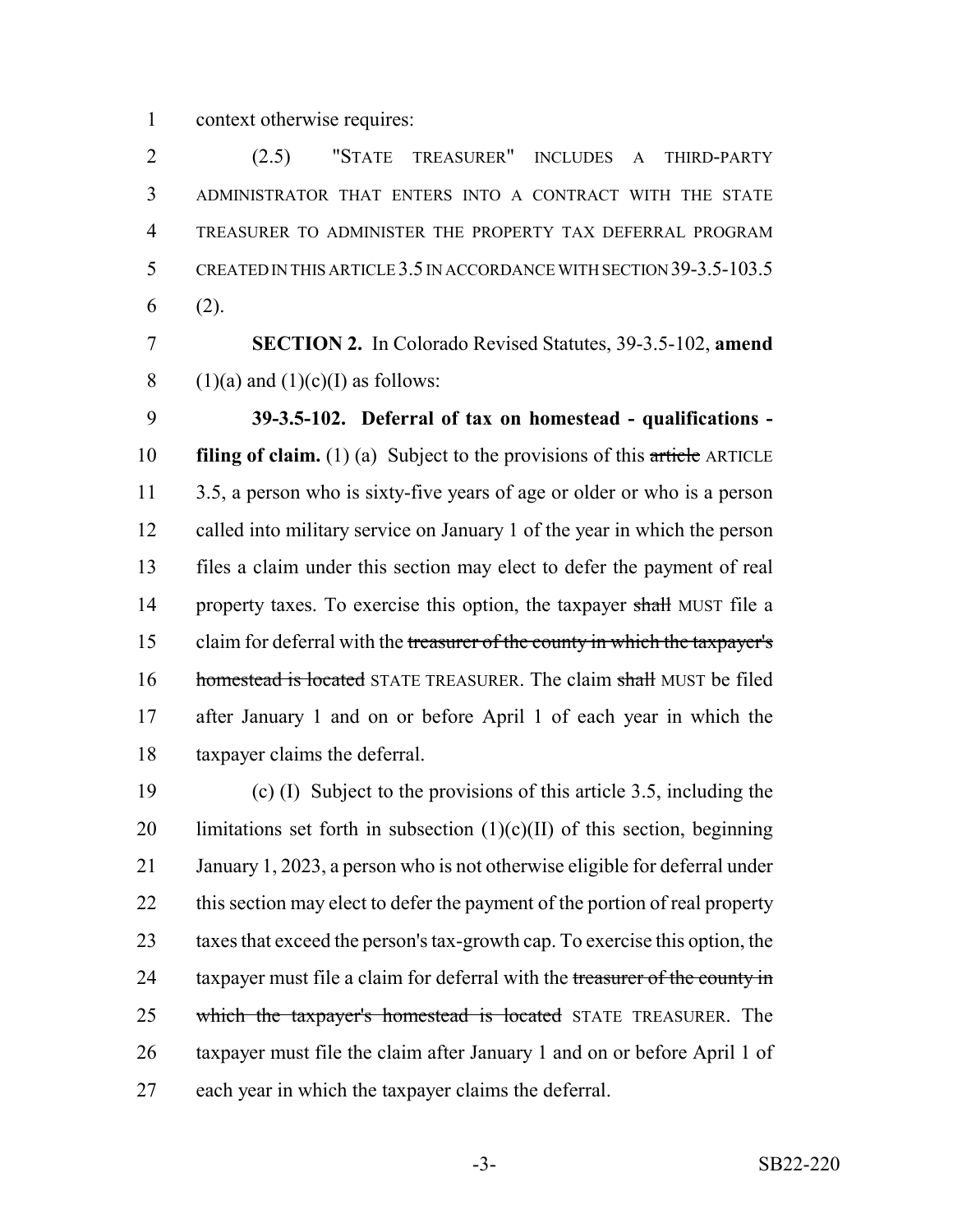context otherwise requires:

(2.5) "STATE TREASURER" INCLUDES A THIRD-PARTY ADMINISTRATOR THAT ENTERS INTO A CONTRACT WITH THE STATE TREASURER TO ADMINISTER THE PROPERTY TAX DEFERRAL PROGRAM CREATED IN THIS ARTICLE 3.5 IN ACCORDANCE WITH SECTION 39-3.5-103.5 (2).

**SECTION 2.** In Colorado Revised Statutes, 39-3.5-102, **amend** (1)(a) and (1)(c)(I) as follows:

**39-3.5-102. Deferral of tax on homestead - qualifications - filing of claim.** (1) (a) Subject to the provisions of this ~~article~~ ARTICLE 3.5, a person who is sixty-five years of age or older or who is a person called into military service on January 1 of the year in which the person files a claim under this section may elect to defer the payment of real property taxes. To exercise this option, the taxpayer ~~shall~~ MUST file a claim for deferral with the ~~treasurer of the county in which the taxpayer's homestead is located~~ STATE TREASURER. The claim ~~shall~~ MUST be filed after January 1 and on or before April 1 of each year in which the taxpayer claims the deferral.

(c) (I) Subject to the provisions of this article 3.5, including the limitations set forth in subsection (1)(c)(II) of this section, beginning January 1, 2023, a person who is not otherwise eligible for deferral under this section may elect to defer the payment of the portion of real property taxes that exceed the person's tax-growth cap. To exercise this option, the taxpayer must file a claim for deferral with the ~~treasurer of the county in which the taxpayer's homestead is located~~ STATE TREASURER. The taxpayer must file the claim after January 1 and on or before April 1 of each year in which the taxpayer claims the deferral.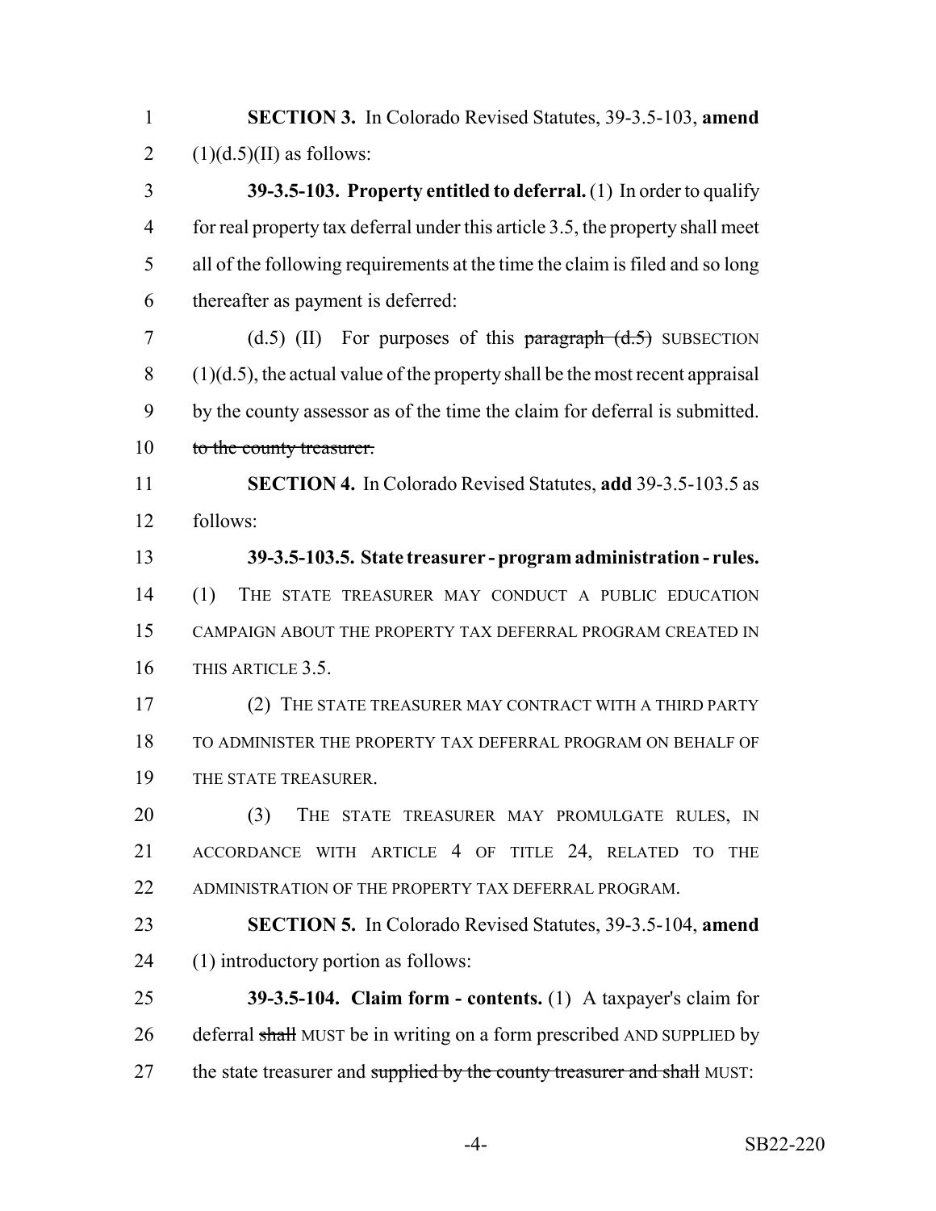**SECTION 3.** In Colorado Revised Statutes, 39-3.5-103, **amend** (1)(d.5)(II) as follows:

**39-3.5-103. Property entitled to deferral.** (1) In order to qualify for real property tax deferral under this article 3.5, the property shall meet all of the following requirements at the time the claim is filed and so long thereafter as payment is deferred:

(d.5) (II) For purposes of this ~~paragraph (d.5)~~ SUBSECTION (1)(d.5), the actual value of the property shall be the most recent appraisal by the county assessor as of the time the claim for deferral is submitted. ~~to the county treasurer.~~

**SECTION 4.** In Colorado Revised Statutes, **add** 39-3.5-103.5 as follows:

**39-3.5-103.5. State treasurer - program administration - rules.** (1) THE STATE TREASURER MAY CONDUCT A PUBLIC EDUCATION CAMPAIGN ABOUT THE PROPERTY TAX DEFERRAL PROGRAM CREATED IN THIS ARTICLE 3.5.

(2) THE STATE TREASURER MAY CONTRACT WITH A THIRD PARTY TO ADMINISTER THE PROPERTY TAX DEFERRAL PROGRAM ON BEHALF OF THE STATE TREASURER.

(3) THE STATE TREASURER MAY PROMULGATE RULES, IN ACCORDANCE WITH ARTICLE 4 OF TITLE 24, RELATED TO THE ADMINISTRATION OF THE PROPERTY TAX DEFERRAL PROGRAM.

**SECTION 5.** In Colorado Revised Statutes, 39-3.5-104, **amend** (1) introductory portion as follows:

**39-3.5-104. Claim form - contents.** (1) A taxpayer's claim for deferral ~~shall~~ MUST be in writing on a form prescribed AND SUPPLIED by the state treasurer and ~~supplied by the county treasurer and shall~~ MUST: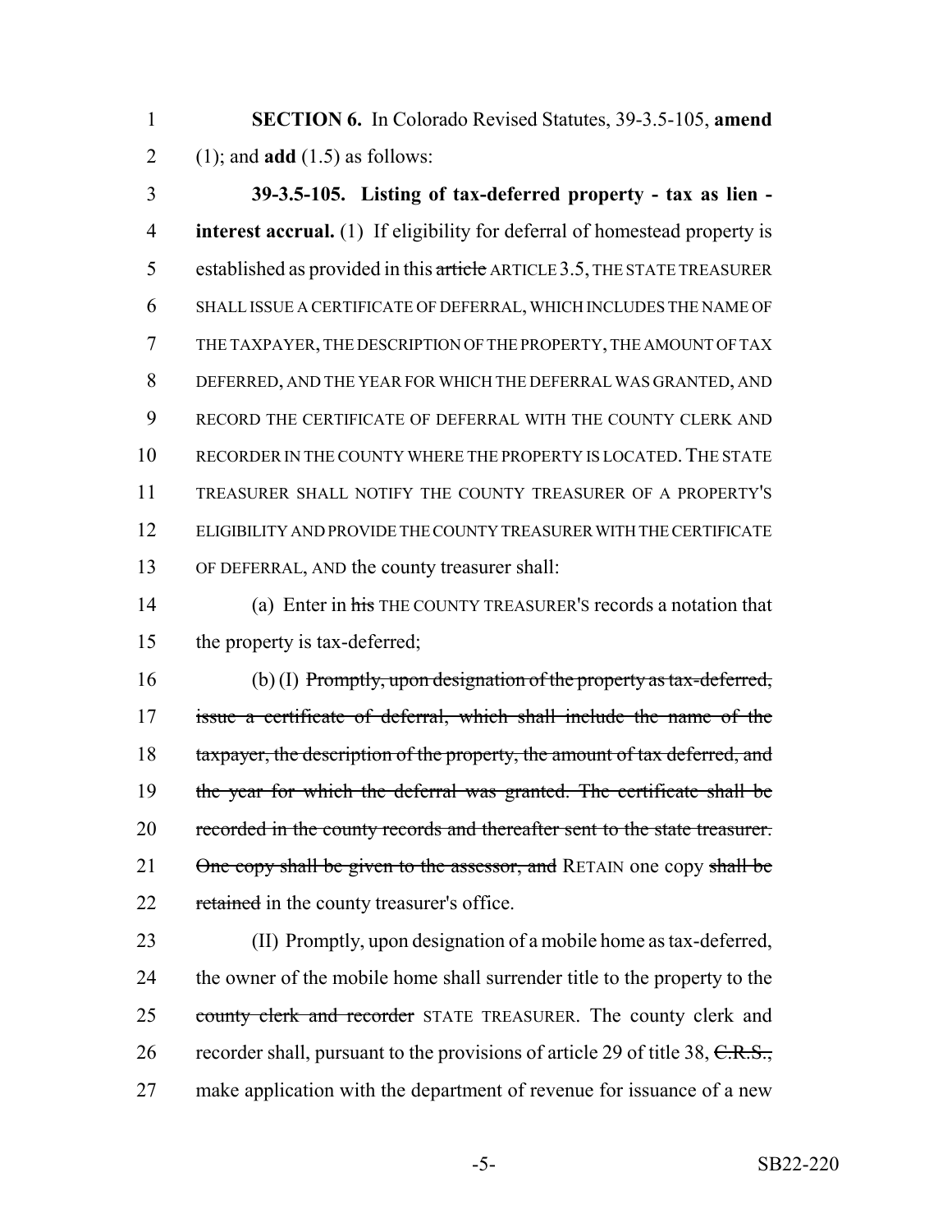**SECTION 6.** In Colorado Revised Statutes, 39-3.5-105, **amend** (1); and **add** (1.5) as follows:

**39-3.5-105. Listing of tax-deferred property - tax as lien - interest accrual.** (1) If eligibility for deferral of homestead property is established as provided in this ~~article~~ ARTICLE 3.5, THE STATE TREASURER SHALL ISSUE A CERTIFICATE OF DEFERRAL, WHICH INCLUDES THE NAME OF THE TAXPAYER, THE DESCRIPTION OF THE PROPERTY, THE AMOUNT OF TAX DEFERRED, AND THE YEAR FOR WHICH THE DEFERRAL WAS GRANTED, AND RECORD THE CERTIFICATE OF DEFERRAL WITH THE COUNTY CLERK AND RECORDER IN THE COUNTY WHERE THE PROPERTY IS LOCATED. THE STATE TREASURER SHALL NOTIFY THE COUNTY TREASURER OF A PROPERTY'S ELIGIBILITY AND PROVIDE THE COUNTY TREASURER WITH THE CERTIFICATE OF DEFERRAL, AND the county treasurer shall:

(a) Enter in ~~his~~ THE COUNTY TREASURER'S records a notation that the property is tax-deferred;

(b) (I) ~~Promptly, upon designation of the property as tax-deferred, issue a certificate of deferral, which shall include the name of the taxpayer, the description of the property, the amount of tax deferred, and the year for which the deferral was granted. The certificate shall be recorded in the county records and thereafter sent to the state treasurer. One copy shall be given to the assessor, and~~ RETAIN one copy ~~shall be retained~~ in the county treasurer's office.

(II) Promptly, upon designation of a mobile home as tax-deferred, the owner of the mobile home shall surrender title to the property to the ~~county clerk and recorder~~ STATE TREASURER. The county clerk and recorder shall, pursuant to the provisions of article 29 of title 38, ~~C.R.S.,~~ make application with the department of revenue for issuance of a new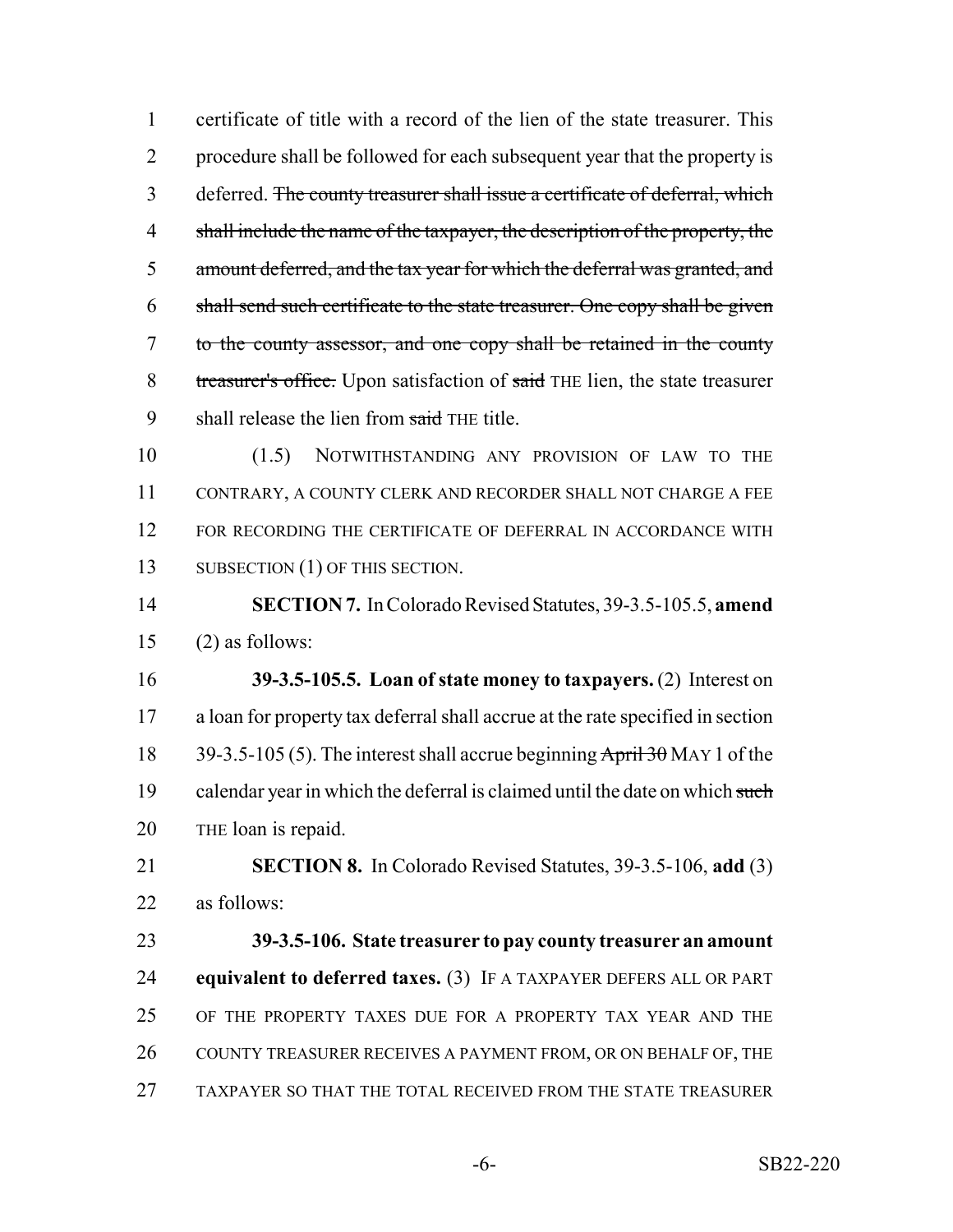certificate of title with a record of the lien of the state treasurer. This procedure shall be followed for each subsequent year that the property is deferred. ~~The county treasurer shall issue a certificate of deferral, which shall include the name of the taxpayer, the description of the property, the amount deferred, and the tax year for which the deferral was granted, and shall send such certificate to the state treasurer. One copy shall be given to the county assessor, and one copy shall be retained in the county treasurer's office.~~ Upon satisfaction of ~~said~~ THE lien, the state treasurer shall release the lien from ~~said~~ THE title.

(1.5) NOTWITHSTANDING ANY PROVISION OF LAW TO THE CONTRARY, A COUNTY CLERK AND RECORDER SHALL NOT CHARGE A FEE FOR RECORDING THE CERTIFICATE OF DEFERRAL IN ACCORDANCE WITH SUBSECTION (1) OF THIS SECTION.

**SECTION 7.** In Colorado Revised Statutes, 39-3.5-105.5, **amend** (2) as follows:

**39-3.5-105.5. Loan of state money to taxpayers.** (2) Interest on a loan for property tax deferral shall accrue at the rate specified in section 39-3.5-105 (5). The interest shall accrue beginning ~~April 30~~ MAY 1 of the calendar year in which the deferral is claimed until the date on which ~~such~~ THE loan is repaid.

**SECTION 8.** In Colorado Revised Statutes, 39-3.5-106, **add** (3) as follows:

**39-3.5-106. State treasurer to pay county treasurer an amount equivalent to deferred taxes.** (3) IF A TAXPAYER DEFERS ALL OR PART OF THE PROPERTY TAXES DUE FOR A PROPERTY TAX YEAR AND THE COUNTY TREASURER RECEIVES A PAYMENT FROM, OR ON BEHALF OF, THE TAXPAYER SO THAT THE TOTAL RECEIVED FROM THE STATE TREASURER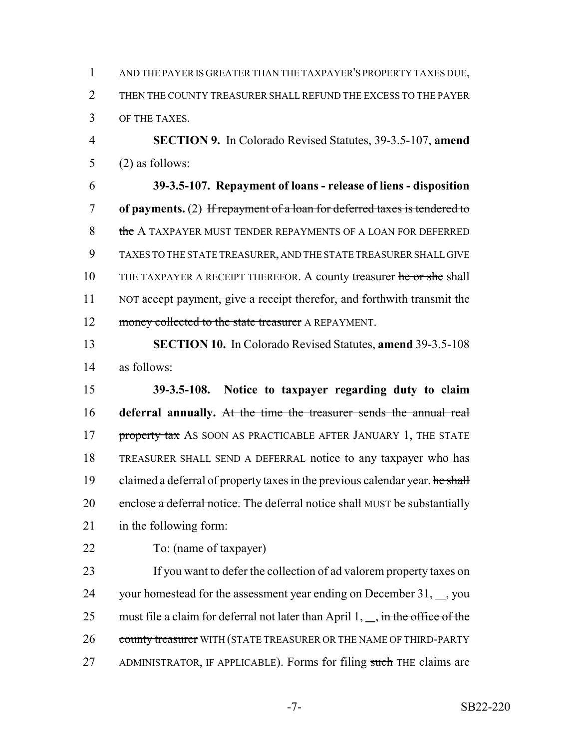AND THE PAYER IS GREATER THAN THE TAXPAYER'S PROPERTY TAXES DUE, THEN THE COUNTY TREASURER SHALL REFUND THE EXCESS TO THE PAYER OF THE TAXES.

**SECTION 9.** In Colorado Revised Statutes, 39-3.5-107, **amend** (2) as follows:

**39-3.5-107. Repayment of loans - release of liens - disposition of payments.** (2) ~~If repayment of a loan for deferred taxes is tendered to the~~ A TAXPAYER MUST TENDER REPAYMENTS OF A LOAN FOR DEFERRED TAXES TO THE STATE TREASURER, AND THE STATE TREASURER SHALL GIVE THE TAXPAYER A RECEIPT THEREFOR. A county treasurer ~~he or she~~ shall NOT accept ~~payment, give a receipt therefor, and forthwith transmit the money collected to the state treasurer~~ A REPAYMENT.

**SECTION 10.** In Colorado Revised Statutes, **amend** 39-3.5-108 as follows:

**39-3.5-108. Notice to taxpayer regarding duty to claim deferral annually.** ~~At the time the treasurer sends the annual real property tax~~ AS SOON AS PRACTICABLE AFTER JANUARY 1, THE STATE TREASURER SHALL SEND A DEFERRAL notice to any taxpayer who has claimed a deferral of property taxes in the previous calendar year. ~~he shall enclose a deferral notice.~~ The deferral notice ~~shall~~ MUST be substantially in the following form:

To: (name of taxpayer)

If you want to defer the collection of ad valorem property taxes on your homestead for the assessment year ending on December 31, __, you must file a claim for deferral not later than April 1, __, ~~in the office of the county treasurer~~ WITH (STATE TREASURER OR THE NAME OF THIRD-PARTY ADMINISTRATOR, IF APPLICABLE). Forms for filing ~~such~~ THE claims are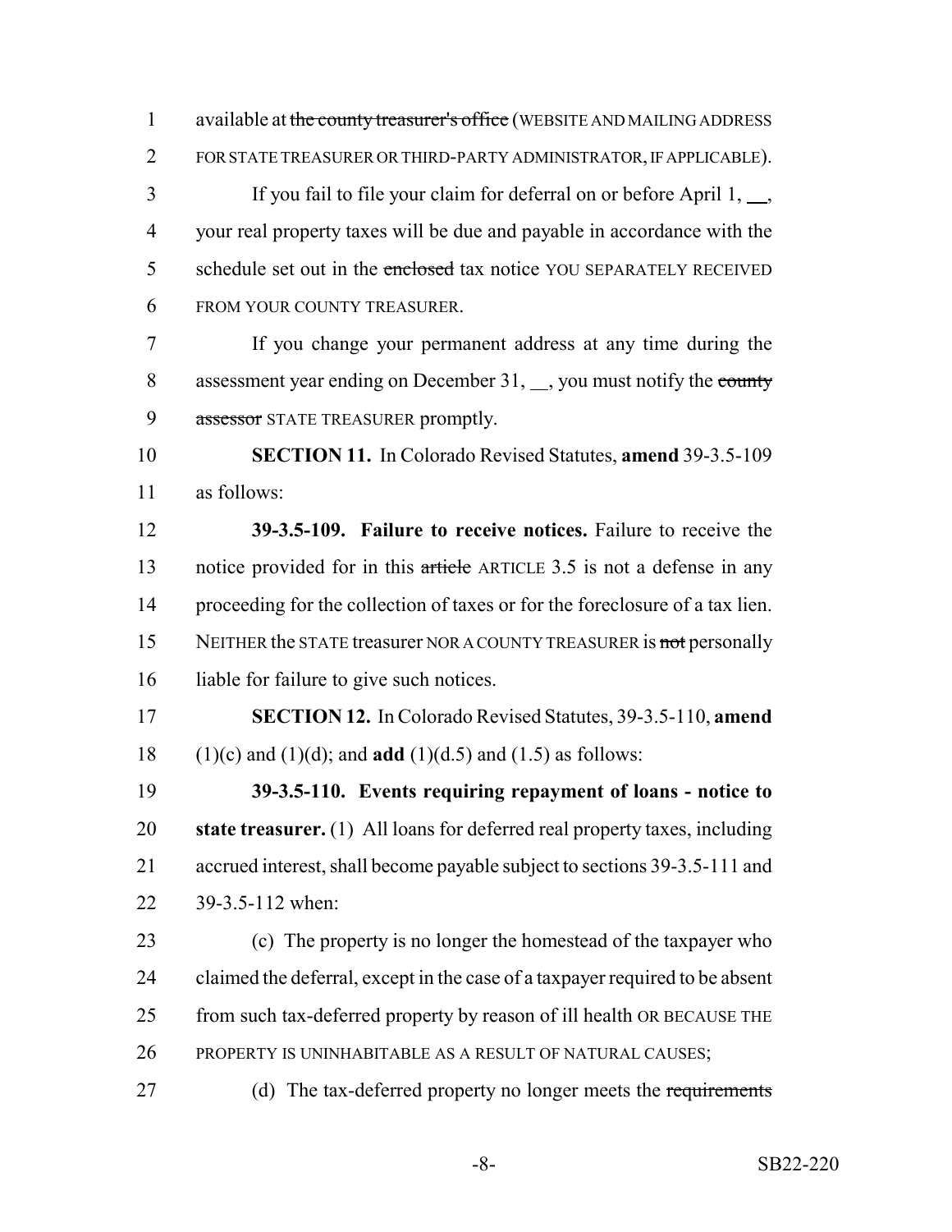available at ~~the county treasurer's office~~ (WEBSITE AND MAILING ADDRESS FOR STATE TREASURER OR THIRD-PARTY ADMINISTRATOR, IF APPLICABLE).

If you fail to file your claim for deferral on or before April 1, __, your real property taxes will be due and payable in accordance with the schedule set out in the ~~enclosed~~ tax notice YOU SEPARATELY RECEIVED FROM YOUR COUNTY TREASURER.

If you change your permanent address at any time during the assessment year ending on December 31, __, you must notify the ~~county assessor~~ STATE TREASURER promptly.

**SECTION 11.** In Colorado Revised Statutes, **amend** 39-3.5-109 as follows:

**39-3.5-109. Failure to receive notices.** Failure to receive the notice provided for in this ~~article~~ ARTICLE 3.5 is not a defense in any proceeding for the collection of taxes or for the foreclosure of a tax lien. NEITHER the STATE treasurer NOR A COUNTY TREASURER is ~~not~~ personally liable for failure to give such notices.

**SECTION 12.** In Colorado Revised Statutes, 39-3.5-110, **amend** (1)(c) and (1)(d); and **add** (1)(d.5) and (1.5) as follows:

**39-3.5-110. Events requiring repayment of loans - notice to state treasurer.** (1) All loans for deferred real property taxes, including accrued interest, shall become payable subject to sections 39-3.5-111 and 39-3.5-112 when:

(c) The property is no longer the homestead of the taxpayer who claimed the deferral, except in the case of a taxpayer required to be absent from such tax-deferred property by reason of ill health OR BECAUSE THE PROPERTY IS UNINHABITABLE AS A RESULT OF NATURAL CAUSES;

(d) The tax-deferred property no longer meets the ~~requirements~~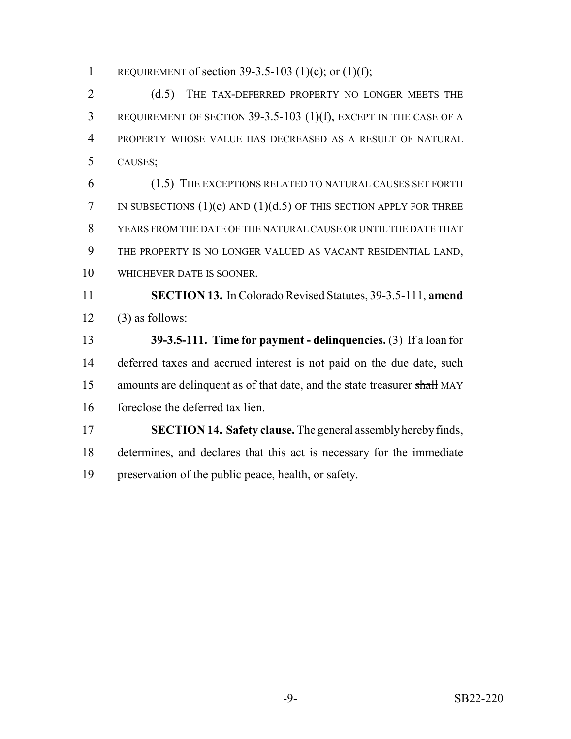1 REQUIREMENT of section 39-3.5-103 (1)(c); ~~or (1)(f);~~

2 (d.5) THE TAX-DEFERRED PROPERTY NO LONGER MEETS THE
3 REQUIREMENT OF SECTION 39-3.5-103 (1)(f), EXCEPT IN THE CASE OF A
4 PROPERTY WHOSE VALUE HAS DECREASED AS A RESULT OF NATURAL
5 CAUSES;

6 (1.5) THE EXCEPTIONS RELATED TO NATURAL CAUSES SET FORTH
7 IN SUBSECTIONS (1)(c) AND (1)(d.5) OF THIS SECTION APPLY FOR THREE
8 YEARS FROM THE DATE OF THE NATURAL CAUSE OR UNTIL THE DATE THAT
9 THE PROPERTY IS NO LONGER VALUED AS VACANT RESIDENTIAL LAND,
10 WHICHEVER DATE IS SOONER.

11 **SECTION 13.** In Colorado Revised Statutes, 39-3.5-111, **amend**
12 (3) as follows:

13 **39-3.5-111. Time for payment - delinquencies.** (3) If a loan for
14 deferred taxes and accrued interest is not paid on the due date, such
15 amounts are delinquent as of that date, and the state treasurer ~~shall~~ MAY
16 foreclose the deferred tax lien.

17 **SECTION 14. Safety clause.** The general assembly hereby finds,
18 determines, and declares that this act is necessary for the immediate
19 preservation of the public peace, health, or safety.